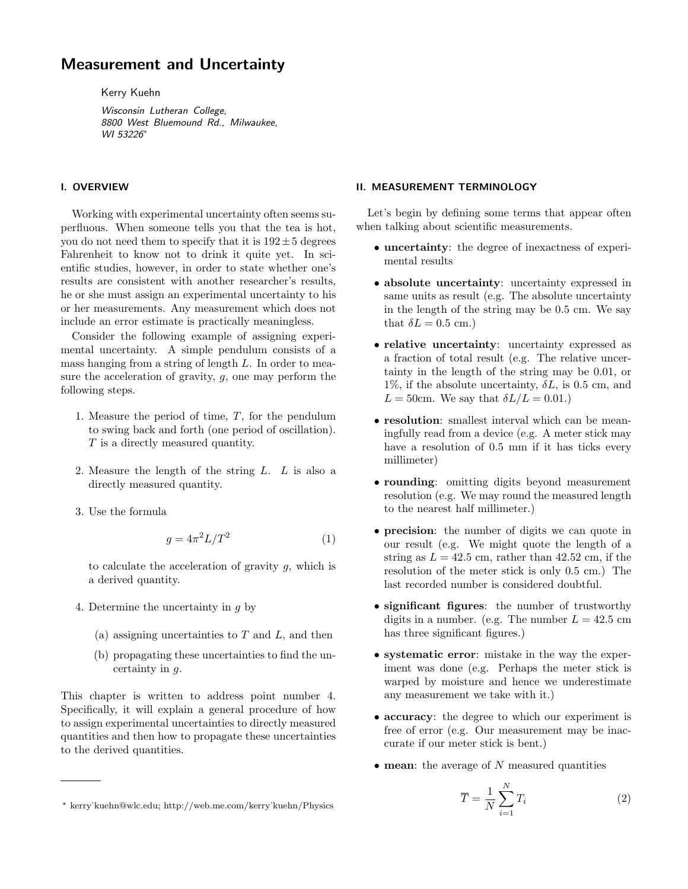# Measurement and Uncertainty

Kerry Kuehn

*Wisconsin Lutheran College, 8800 West Bluemound Rd., Milwaukee, WI 53226*[*]

## I. OVERVIEW

Working with experimental uncertainty often seems superfluous. When someone tells you that the tea is hot, you do not need them to specify that it is $192 \pm 5$ degrees Fahrenheit to know not to drink it quite yet. In scientific studies, however, in order to state whether one's results are consistent with another researcher's results, he or she must assign an experimental uncertainty to his or her measurements. Any measurement which does not include an error estimate is practically meaningless.

Consider the following example of assigning experimental uncertainty. A simple pendulum consists of a mass hanging from a string of length $L$. In order to measure the acceleration of gravity, $g$, one may perform the following steps.

1. Measure the period of time, $T$, for the pendulum to swing back and forth (one period of oscillation). $T$ is a directly measured quantity.

2. Measure the length of the string $L$. $L$ is also a directly measured quantity.

3. Use the formula

$$g = 4\pi^2 L/T^2 \tag{1}$$

to calculate the acceleration of gravity $g$, which is a derived quantity.

4. Determine the uncertainty in $g$ by

    (a) assigning uncertainties to $T$ and $L$, and then

    (b) propagating these uncertainties to find the uncertainty in $g$.

This chapter is written to address point number 4. Specifically, it will explain a general procedure of how to assign experimental uncertainties to directly measured quantities and then how to propagate these uncertainties to the derived quantities.

## II. MEASUREMENT TERMINOLOGY

Let's begin by defining some terms that appear often when talking about scientific measurements.

- **uncertainty**: the degree of inexactness of experimental results
- **absolute uncertainty**: uncertainty expressed in same units as result (e.g. The absolute uncertainty in the length of the string may be 0.5 cm. We say that $\delta L = 0.5$ cm.)
- **relative uncertainty**: uncertainty expressed as a fraction of total result (e.g. The relative uncertainty in the length of the string may be 0.01, or 1%, if the absolute uncertainty, $\delta L$, is 0.5 cm, and $L = 50$cm. We say that $\delta L/L = 0.01$.)
- **resolution**: smallest interval which can be meaningfully read from a device (e.g. A meter stick may have a resolution of 0.5 mm if it has ticks every millimeter)
- **rounding**: omitting digits beyond measurement resolution (e.g. We may round the measured length to the nearest half millimeter.)
- **precision**: the number of digits we can quote in our result (e.g. We might quote the length of a string as $L = 42.5$ cm, rather than 42.52 cm, if the resolution of the meter stick is only 0.5 cm.) The last recorded number is considered doubtful.
- **significant figures**: the number of trustworthy digits in a number. (e.g. The number $L = 42.5$ cm has three significant figures.)
- **systematic error**: mistake in the way the experiment was done (e.g. Perhaps the meter stick is warped by moisture and hence we underestimate any measurement we take with it.)
- **accuracy**: the degree to which our experiment is free of error (e.g. Our measurement may be inaccurate if our meter stick is bent.)
- **mean**: the average of $N$ measured quantities

$$\overline{T} = \frac{1}{N}\sum_{i=1}^{N} T_i \tag{2}$$

---

[*] kerry˙kuehn@wlc.edu; http://web.me.com/kerry˙kuehn/Physics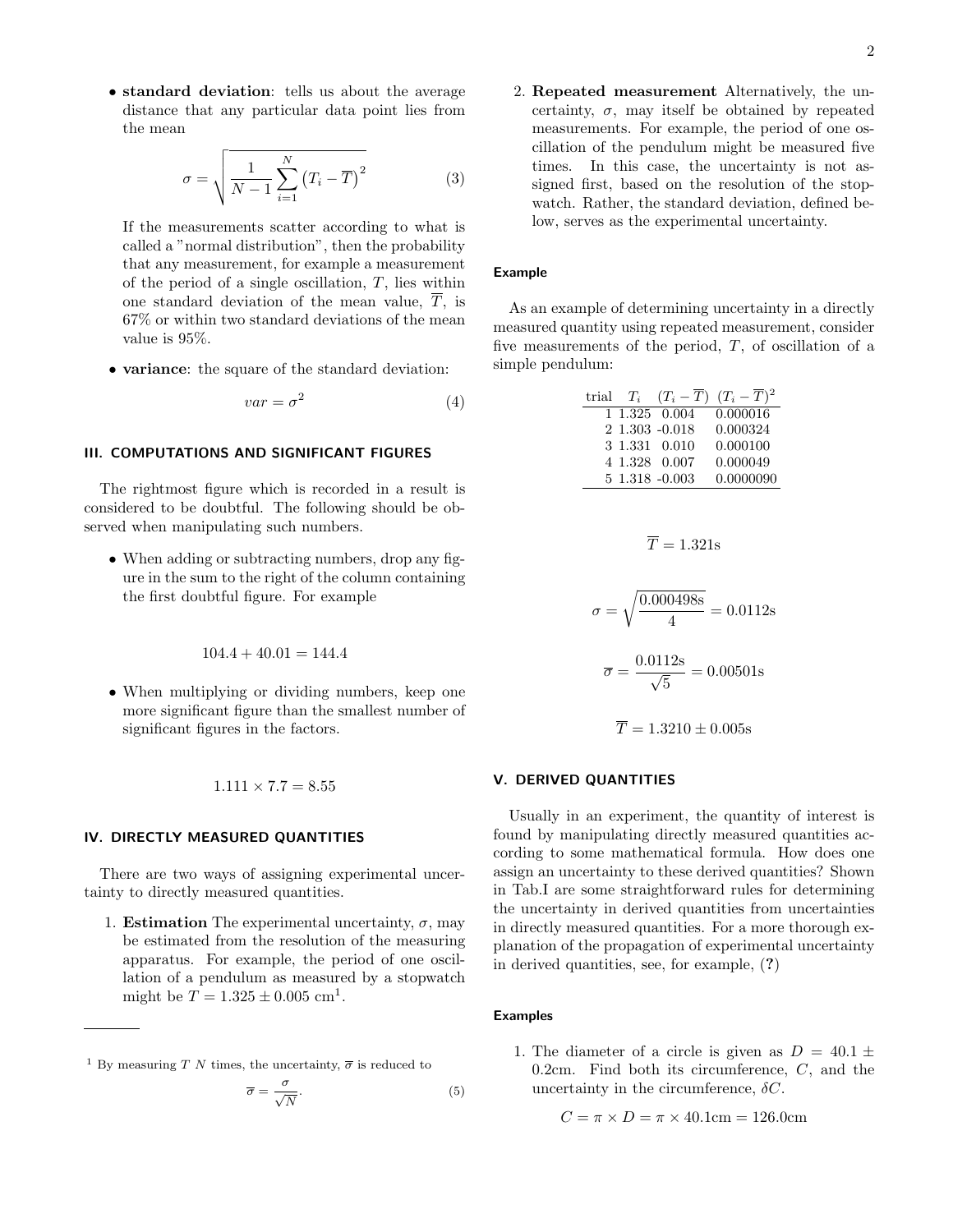- **standard deviation**: tells us about the average distance that any particular data point lies from the mean

$$\sigma = \sqrt{\frac{1}{N-1}\sum_{i=1}^{N}\left(T_i - \overline{T}\right)^2} \tag{3}$$

If the measurements scatter according to what is called a "normal distribution", then the probability that any measurement, for example a measurement of the period of a single oscillation, $T$, lies within one standard deviation of the mean value, $\overline{T}$, is 67% or within two standard deviations of the mean value is 95%.

- **variance**: the square of the standard deviation:

$$var = \sigma^2 \tag{4}$$

## III. COMPUTATIONS AND SIGNIFICANT FIGURES

The rightmost figure which is recorded in a result is considered to be doubtful. The following should be observed when manipulating such numbers.

- When adding or subtracting numbers, drop any figure in the sum to the right of the column containing the first doubtful figure. For example

$$104.4 + 40.01 = 144.4$$

- When multiplying or dividing numbers, keep one more significant figure than the smallest number of significant figures in the factors.

$$1.111 \times 7.7 = 8.55$$

## IV. DIRECTLY MEASURED QUANTITIES

There are two ways of assigning experimental uncertainty to directly measured quantities.

1. **Estimation** The experimental uncertainty, $\sigma$, may be estimated from the resolution of the measuring apparatus. For example, the period of one oscillation of a pendulum as measured by a stopwatch might be $T = 1.325 \pm 0.005$ cm[1].

2. **Repeated measurement** Alternatively, the uncertainty, $\sigma$, may itself be obtained by repeated measurements. For example, the period of one oscillation of the pendulum might be measured five times. In this case, the uncertainty is not assigned first, based on the resolution of the stopwatch. Rather, the standard deviation, defined below, serves as the experimental uncertainty.

[1] By measuring $T$ $N$ times, the uncertainty, $\overline{\sigma}$ is reduced to

$$\overline{\sigma} = \frac{\sigma}{\sqrt{N}}. \tag{5}$$

### Example

As an example of determining uncertainty in a directly measured quantity using repeated measurement, consider five measurements of the period, $T$, of oscillation of a simple pendulum:

| trial | $T_i$ | $(T_i - \overline{T})$ | $(T_i - \overline{T})^2$ |
|---|---|---|---|
| 1 | 1.325 | 0.004 | 0.000016 |
| 2 | 1.303 | -0.018 | 0.000324 |
| 3 | 1.331 | 0.010 | 0.000100 |
| 4 | 1.328 | 0.007 | 0.000049 |
| 5 | 1.318 | -0.003 | 0.0000090 |

$$\overline{T} = 1.321\text{s}$$

$$\sigma = \sqrt{\frac{0.000498\text{s}}{4}} = 0.0112\text{s}$$

$$\overline{\sigma} = \frac{0.0112\text{s}}{\sqrt{5}} = 0.00501\text{s}$$

$$\overline{T} = 1.3210 \pm 0.005\text{s}$$

## V. DERIVED QUANTITIES

Usually in an experiment, the quantity of interest is found by manipulating directly measured quantities according to some mathematical formula. How does one assign an uncertainty to these derived quantities? Shown in Tab.I are some straightforward rules for determining the uncertainty in derived quantities from uncertainties in directly measured quantities. For a more thorough explanation of the propagation of experimental uncertainty in derived quantities, see, for example, (?)

### Examples

1. The diameter of a circle is given as $D = 40.1 \pm 0.2$cm. Find both its circumference, $C$, and the uncertainty in the circumference, $\delta C$.

$$C = \pi \times D = \pi \times 40.1\text{cm} = 126.0\text{cm}$$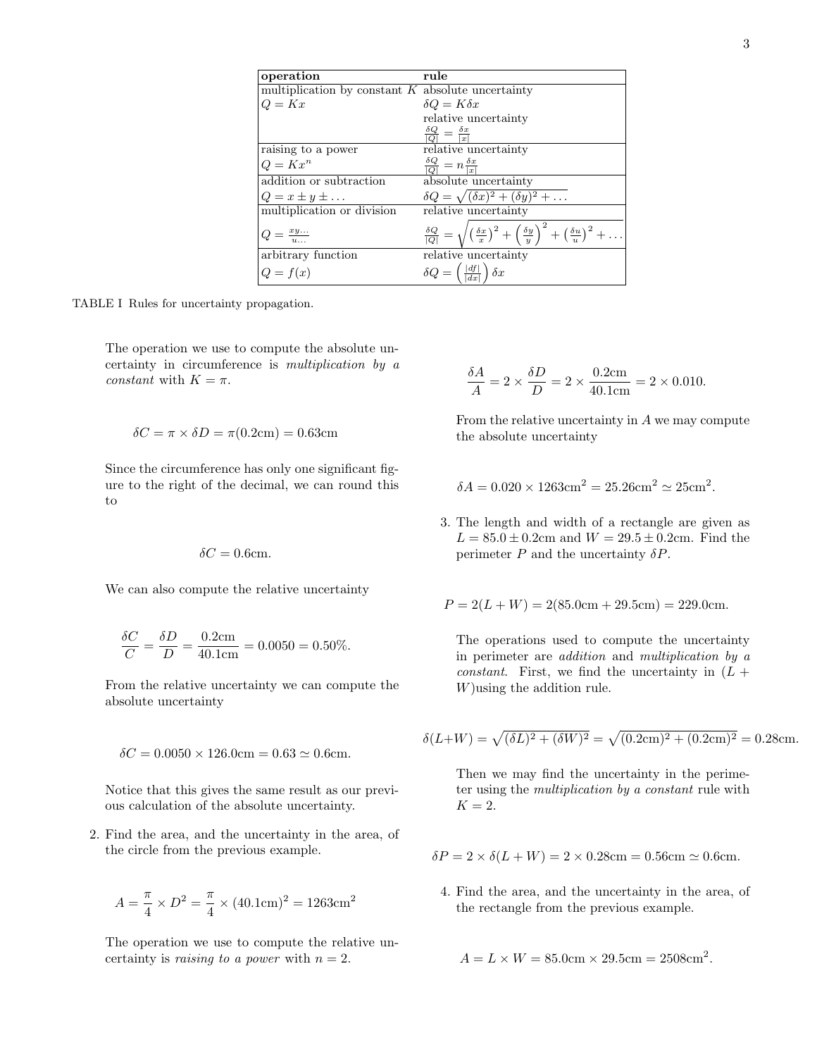| operation | rule |
| --- | --- |
| multiplication by constant $K$ $Q = Kx$ | absolute uncertainty $\delta Q = K\delta x$ relative uncertainty $\frac{\delta Q}{\lvert Q\rvert} = \frac{\delta x}{\lvert x\rvert}$ |
| raising to a power $Q = Kx^n$ | relative uncertainty $\frac{\delta Q}{\lvert Q\rvert} = n\frac{\delta x}{\lvert x\rvert}$ |
| addition or subtraction $Q = x \pm y \pm \ldots$ | absolute uncertainty $\delta Q = \sqrt{(\delta x)^2 + (\delta y)^2 + \ldots}$ |
| multiplication or division $Q = \frac{xy\ldots}{u\ldots}$ | relative uncertainty $\frac{\delta Q}{\lvert Q\rvert} = \sqrt{\left(\frac{\delta x}{x}\right)^2 + \left(\frac{\delta y}{y}\right)^2 + \left(\frac{\delta u}{u}\right)^2 + \ldots}$ |
| arbitrary function $Q = f(x)$ | relative uncertainty $\delta Q = \left(\frac{\lvert df\rvert}{\lvert dx\rvert}\right)\delta x$ |

TABLE I Rules for uncertainty propagation.

The operation we use to compute the absolute uncertainty in circumference is *multiplication by a constant* with $K = \pi$.

$$\delta C = \pi \times \delta D = \pi(0.2\text{cm}) = 0.63\text{cm}$$

Since the circumference has only one significant figure to the right of the decimal, we can round this to

$$\delta C = 0.6\text{cm}.$$

We can also compute the relative uncertainty

$$\frac{\delta C}{C} = \frac{\delta D}{D} = \frac{0.2\text{cm}}{40.1\text{cm}} = 0.0050 = 0.50\%.$$

From the relative uncertainty we can compute the absolute uncertainty

$$\delta C = 0.0050 \times 126.0\text{cm} = 0.63 \simeq 0.6\text{cm}.$$

Notice that this gives the same result as our previous calculation of the absolute uncertainty.

2. Find the area, and the uncertainty in the area, of the circle from the previous example.

$$A = \frac{\pi}{4} \times D^2 = \frac{\pi}{4} \times (40.1\text{cm})^2 = 1263\text{cm}^2$$

The operation we use to compute the relative uncertainty is *raising to a power* with $n = 2$.

$$\frac{\delta A}{A} = 2 \times \frac{\delta D}{D} = 2 \times \frac{0.2\text{cm}}{40.1\text{cm}} = 2 \times 0.010.$$

From the relative uncertainty in $A$ we may compute the absolute uncertainty

$$\delta A = 0.020 \times 1263\text{cm}^2 = 25.26\text{cm}^2 \simeq 25\text{cm}^2.$$

3. The length and width of a rectangle are given as $L = 85.0 \pm 0.2$cm and $W = 29.5 \pm 0.2$cm. Find the perimeter $P$ and the uncertainty $\delta P$.

$$P = 2(L + W) = 2(85.0\text{cm} + 29.5\text{cm}) = 229.0\text{cm}.$$

The operations used to compute the uncertainty in perimeter are *addition* and *multiplication by a constant*. First, we find the uncertainty in $(L + W)$using the addition rule.

$$\delta(L+W) = \sqrt{(\delta L)^2 + (\delta W)^2} = \sqrt{(0.2\text{cm})^2 + (0.2\text{cm})^2} = 0.28\text{cm}.$$

Then we may find the uncertainty in the perimeter using the *multiplication by a constant* rule with $K = 2$.

$$\delta P = 2 \times \delta(L + W) = 2 \times 0.28\text{cm} = 0.56\text{cm} \simeq 0.6\text{cm}.$$

4. Find the area, and the uncertainty in the area, of the rectangle from the previous example.

$$A = L \times W = 85.0\text{cm} \times 29.5\text{cm} = 2508\text{cm}^2.$$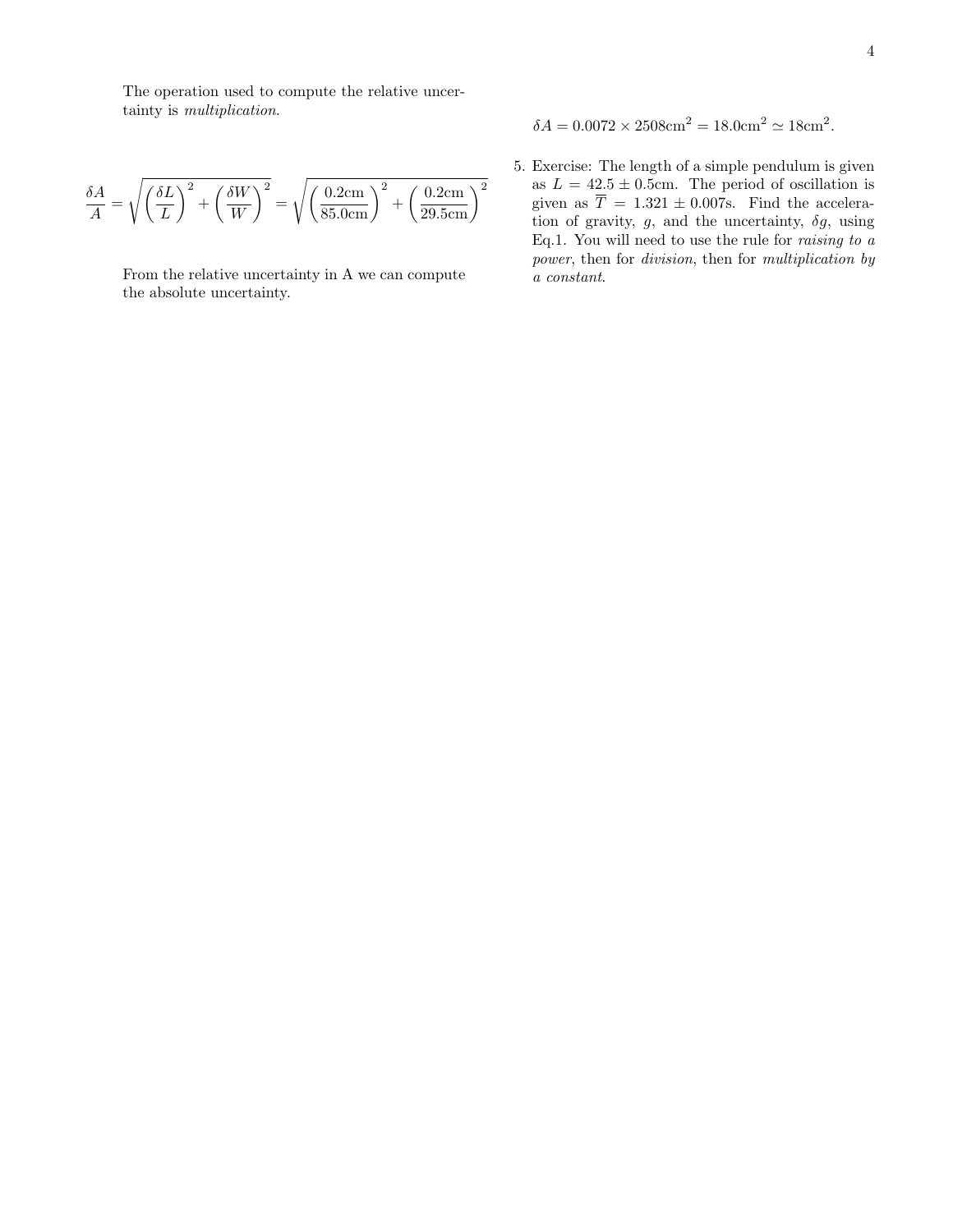The operation used to compute the relative uncertainty is *multiplication*.

$$\frac{\delta A}{A} = \sqrt{\left(\frac{\delta L}{L}\right)^2 + \left(\frac{\delta W}{W}\right)^2} = \sqrt{\left(\frac{0.2\text{cm}}{85.0\text{cm}}\right)^2 + \left(\frac{0.2\text{cm}}{29.5\text{cm}}\right)^2}$$

From the relative uncertainty in A we can compute the absolute uncertainty.

$$\delta A = 0.0072 \times 2508\text{cm}^2 = 18.0\text{cm}^2 \simeq 18\text{cm}^2.$$

5. Exercise: The length of a simple pendulum is given as $L = 42.5 \pm 0.5$cm. The period of oscillation is given as $\overline{T} = 1.321 \pm 0.007$s. Find the acceleration of gravity, $g$, and the uncertainty, $\delta g$, using Eq.1. You will need to use the rule for *raising to a power*, then for *division*, then for *multiplication by a constant*.